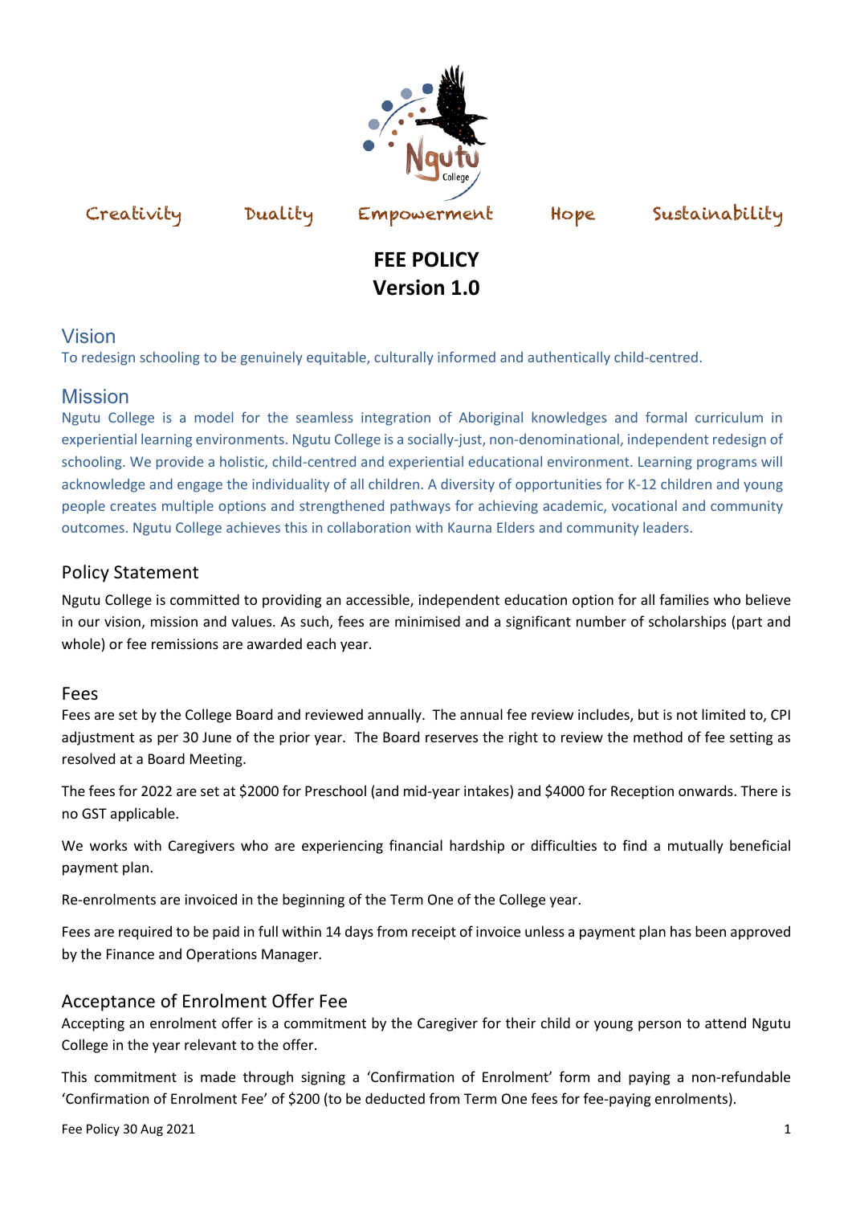Creativity Duality Empowerment Hope Sustainability

# FEE POLICY
# Version 1.0

## Vision

To redesign schooling to be genuinely equitable, culturally informed and authentically child-centred.

## Mission

Ngutu College is a model for the seamless integration of Aboriginal knowledges and formal curriculum in experiential learning environments. Ngutu College is a socially-just, non-denominational, independent redesign of schooling. We provide a holistic, child-centred and experiential educational environment. Learning programs will acknowledge and engage the individuality of all children. A diversity of opportunities for K-12 children and young people creates multiple options and strengthened pathways for achieving academic, vocational and community outcomes. Ngutu College achieves this in collaboration with Kaurna Elders and community leaders.

## Policy Statement

Ngutu College is committed to providing an accessible, independent education option for all families who believe in our vision, mission and values. As such, fees are minimised and a significant number of scholarships (part and whole) or fee remissions are awarded each year.

## Fees

Fees are set by the College Board and reviewed annually. The annual fee review includes, but is not limited to, CPI adjustment as per 30 June of the prior year. The Board reserves the right to review the method of fee setting as resolved at a Board Meeting.

The fees for 2022 are set at $2000 for Preschool (and mid-year intakes) and $4000 for Reception onwards. There is no GST applicable.

We works with Caregivers who are experiencing financial hardship or difficulties to find a mutually beneficial payment plan.

Re-enrolments are invoiced in the beginning of the Term One of the College year.

Fees are required to be paid in full within 14 days from receipt of invoice unless a payment plan has been approved by the Finance and Operations Manager.

## Acceptance of Enrolment Offer Fee

Accepting an enrolment offer is a commitment by the Caregiver for their child or young person to attend Ngutu College in the year relevant to the offer.

This commitment is made through signing a 'Confirmation of Enrolment' form and paying a non-refundable 'Confirmation of Enrolment Fee' of $200 (to be deducted from Term One fees for fee-paying enrolments).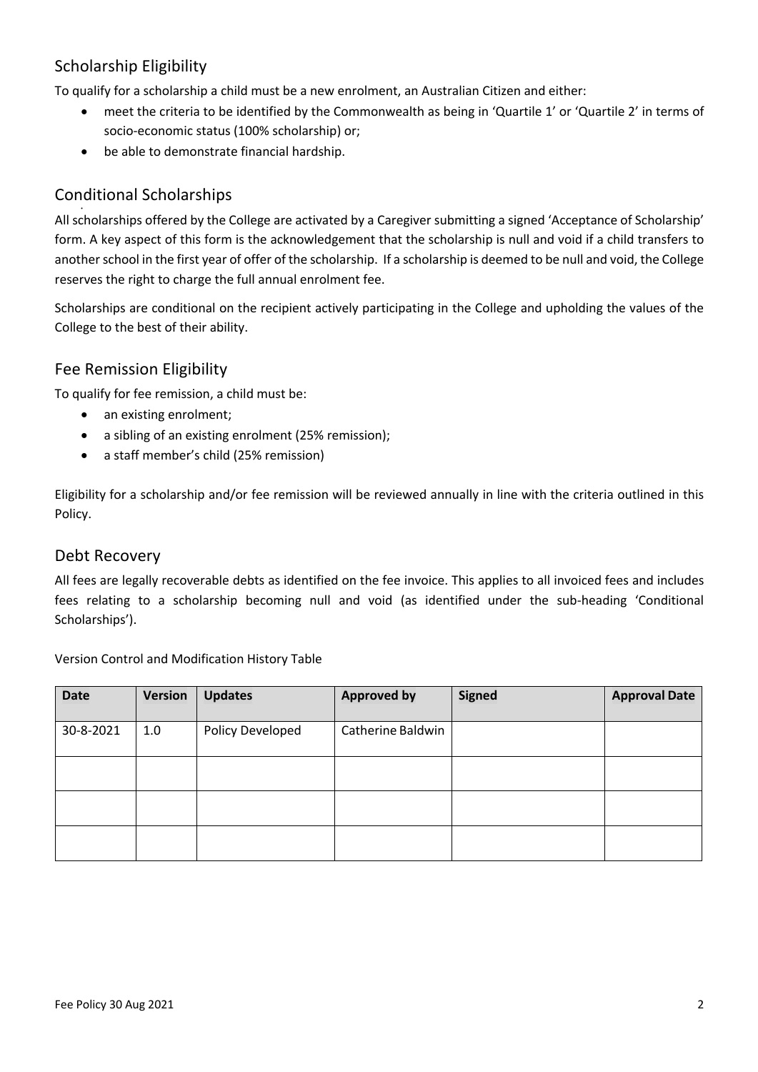## Scholarship Eligibility

To qualify for a scholarship a child must be a new enrolment, an Australian Citizen and either:

- meet the criteria to be identified by the Commonwealth as being in 'Quartile 1' or 'Quartile 2' in terms of socio-economic status (100% scholarship) or;
- be able to demonstrate financial hardship.

## Conditional Scholarships

All scholarships offered by the College are activated by a Caregiver submitting a signed 'Acceptance of Scholarship' form. A key aspect of this form is the acknowledgement that the scholarship is null and void if a child transfers to another school in the first year of offer of the scholarship. If a scholarship is deemed to be null and void, the College reserves the right to charge the full annual enrolment fee.

Scholarships are conditional on the recipient actively participating in the College and upholding the values of the College to the best of their ability.

## Fee Remission Eligibility

To qualify for fee remission, a child must be:

- an existing enrolment;
- a sibling of an existing enrolment (25% remission);
- a staff member's child (25% remission)

Eligibility for a scholarship and/or fee remission will be reviewed annually in line with the criteria outlined in this Policy.

## Debt Recovery

All fees are legally recoverable debts as identified on the fee invoice. This applies to all invoiced fees and includes fees relating to a scholarship becoming null and void (as identified under the sub-heading 'Conditional Scholarships').

Version Control and Modification History Table

| Date | Version | Updates | Approved by | Signed | Approval Date |
| --- | --- | --- | --- | --- | --- |
| 30-8-2021 | 1.0 | Policy Developed | Catherine Baldwin | | |
| | | | | | |
| | | | | | |
| | | | | | |